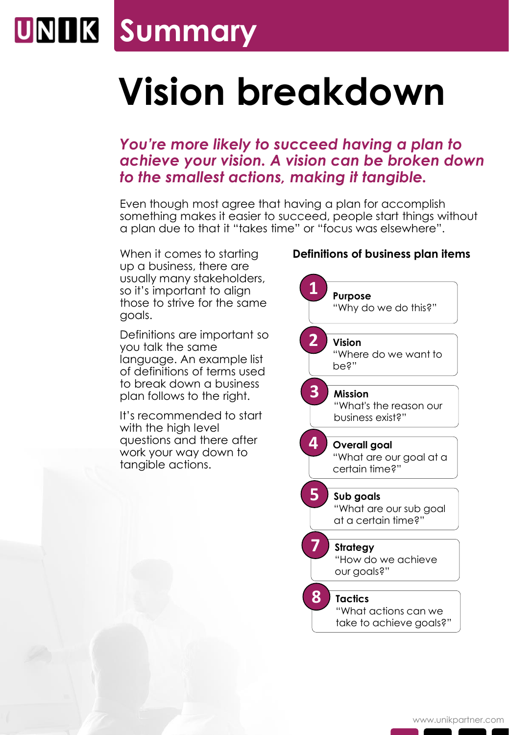# Summary

## Vision breakdown

***You're more likely to succeed having a plan to achieve your vision. A vision can be broken down to the smallest actions, making it tangible.***

Even though most agree that having a plan for accomplish something makes it easier to succeed, people start things without a plan due to that it "takes time" or "focus was elsewhere".

When it comes to starting up a business, there are usually many stakeholders, so it's important to align those to strive for the same goals.

Definitions are important so you talk the same language. An example list of definitions of terms used to break down a business plan follows to the right.

It's recommended to start with the high level questions and there after work your way down to tangible actions.

**Definitions of business plan items**

1. **Purpose**
   "Why do we do this?"
2. **Vision**
   "Where do we want to be?"
3. **Mission**
   "What's the reason our business exist?"
4. **Overall goal**
   "What are our goal at a certain time?"
5. **Sub goals**
   "What are our sub goal at a certain time?"
7. **Strategy**
   "How do we achieve our goals?"
8. **Tactics**
   "What actions can we take to achieve goals?"

www.unikpartner.com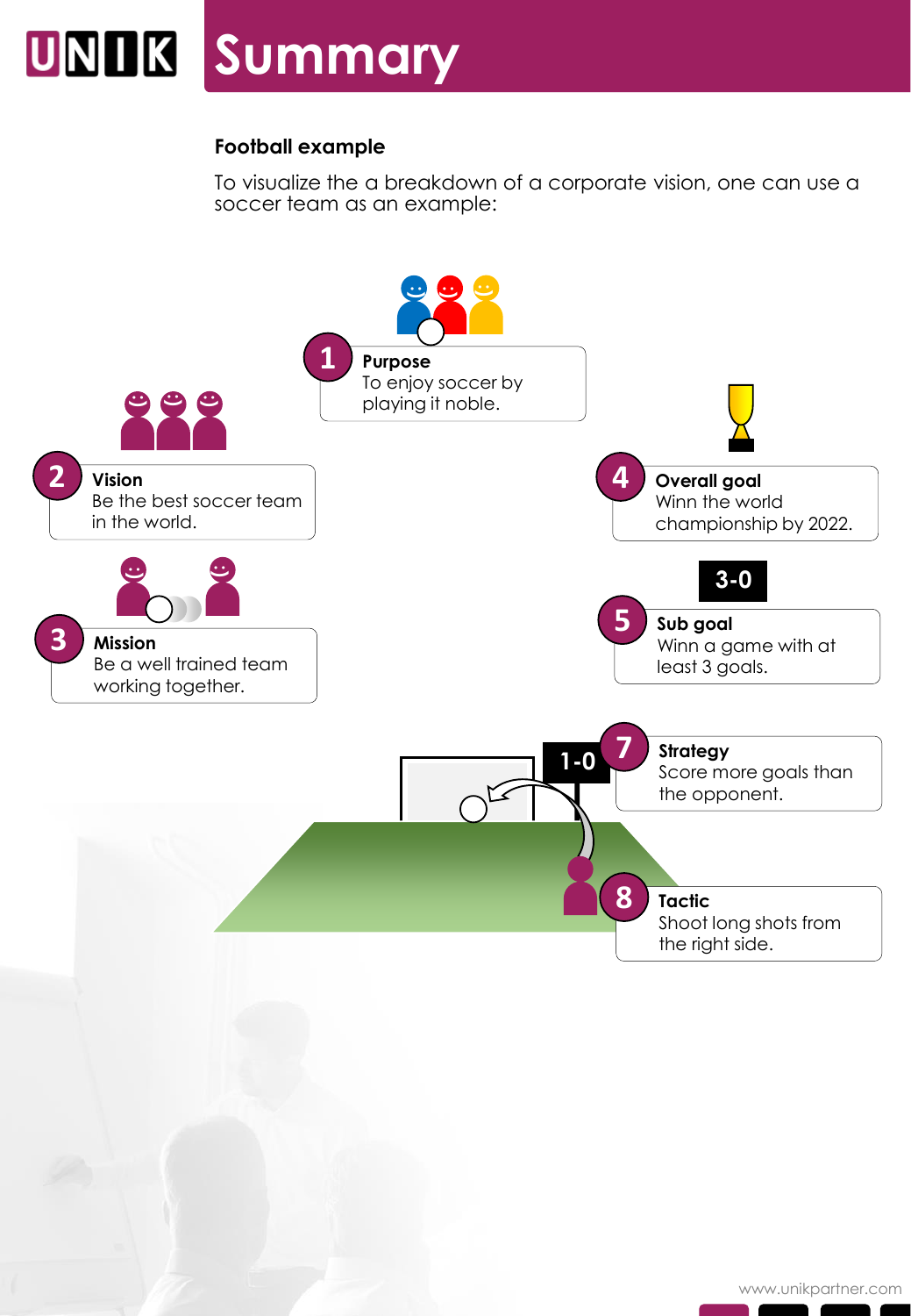# Summary

**Football example**

To visualize the a breakdown of a corporate vision, one can use a soccer team as an example:

**1 Purpose**
To enjoy soccer by playing it noble.

**2 Vision**
Be the best soccer team in the world.

**3 Mission**
Be a well trained team working together.

**4 Overall goal**
Winn the world championship by 2022.

3-0

**5 Sub goal**
Winn a game with at least 3 goals.

1-0

**7 Strategy**
Score more goals than the opponent.

**8 Tactic**
Shoot long shots from the right side.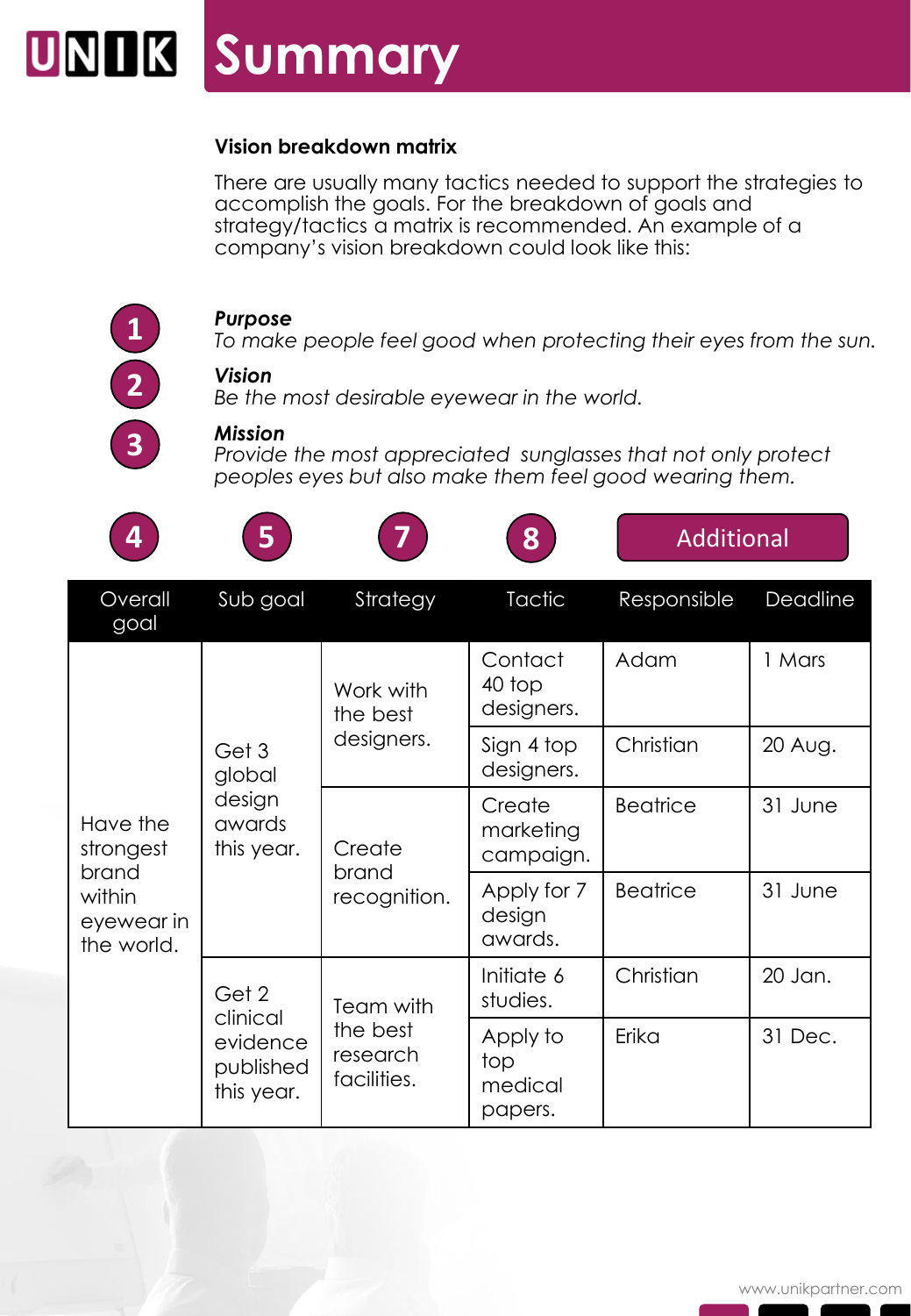# Summary

**Vision breakdown matrix**

There are usually many tactics needed to support the strategies to accomplish the goals. For the breakdown of goals and strategy/tactics a matrix is recommended. An example of a company's vision breakdown could look like this:

1 ***Purpose***
*To make people feel good when protecting their eyes from the sun.*

2 ***Vision***
*Be the most desirable eyewear in the world.*

3 ***Mission***
*Provide the most appreciated sunglasses that not only protect peoples eyes but also make them feel good wearing them.*

| 4 | 5 | 7 | 8 | Additional | |
|---|---|---|---|---|---|
| Overall goal | Sub goal | Strategy | Tactic | Responsible | Deadline |
| Have the strongest brand within eyewear in the world. | Get 3 global design awards this year. | Work with the best designers. | Contact 40 top designers. | Adam | 1 Mars |
| | | | Sign 4 top designers. | Christian | 20 Aug. |
| | | Create brand recognition. | Create marketing campaign. | Beatrice | 31 June |
| | | | Apply for 7 design awards. | Beatrice | 31 June |
| | Get 2 clinical evidence published this year. | Team with the best research facilities. | Initiate 6 studies. | Christian | 20 Jan. |
| | | | Apply to top medical papers. | Erika | 31 Dec. |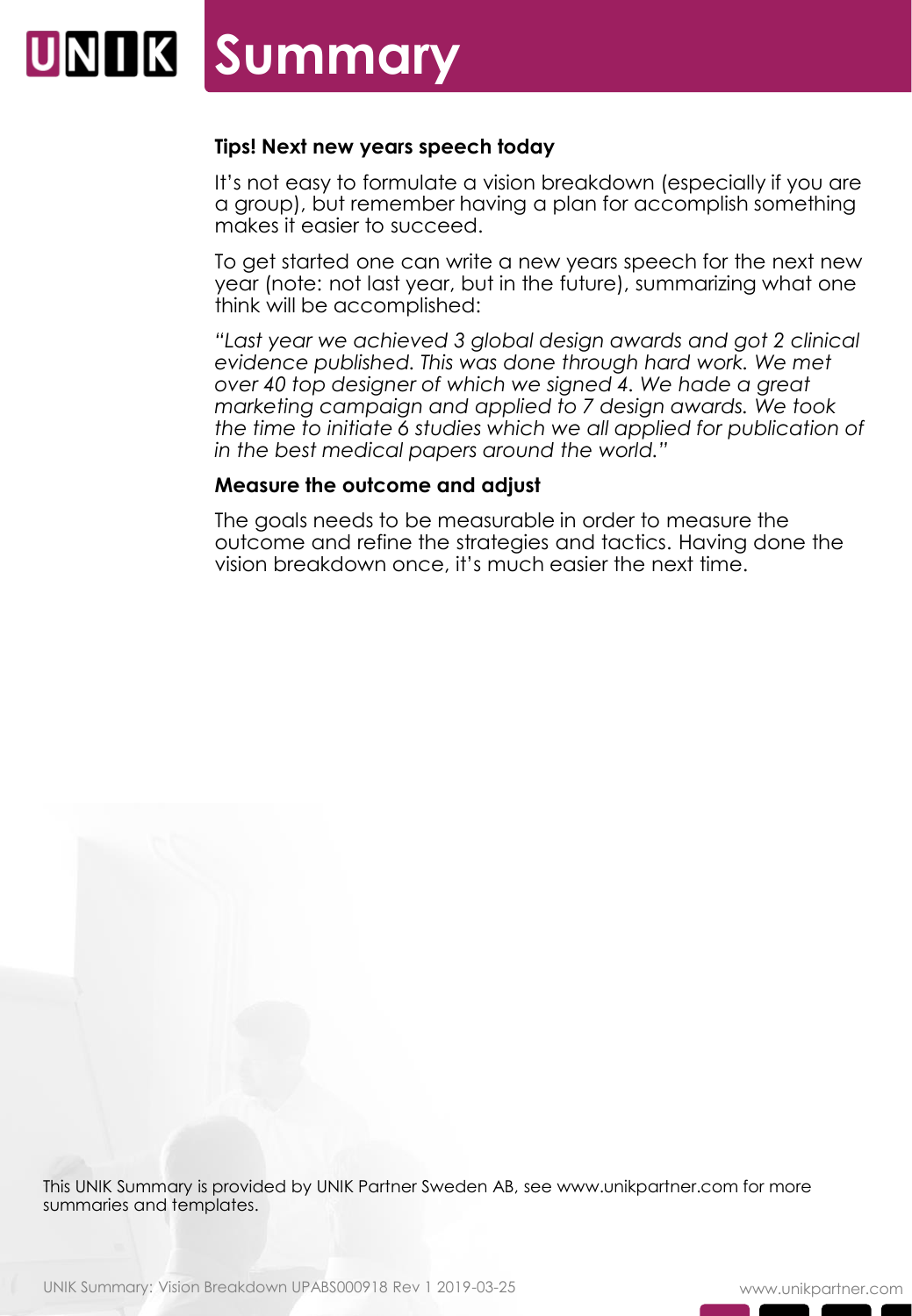# Summary

### Tips! Next new years speech today

It's not easy to formulate a vision breakdown (especially if you are a group), but remember having a plan for accomplish something makes it easier to succeed.

To get started one can write a new years speech for the next new year (note: not last year, but in the future), summarizing what one think will be accomplished:

*"Last year we achieved 3 global design awards and got 2 clinical evidence published. This was done through hard work. We met over 40 top designer of which we signed 4. We hade a great marketing campaign and applied to 7 design awards. We took the time to initiate 6 studies which we all applied for publication of in the best medical papers around the world."*

### Measure the outcome and adjust

The goals needs to be measurable in order to measure the outcome and refine the strategies and tactics. Having done the vision breakdown once, it's much easier the next time.

This UNIK Summary is provided by UNIK Partner Sweden AB, see www.unikpartner.com for more summaries and templates.